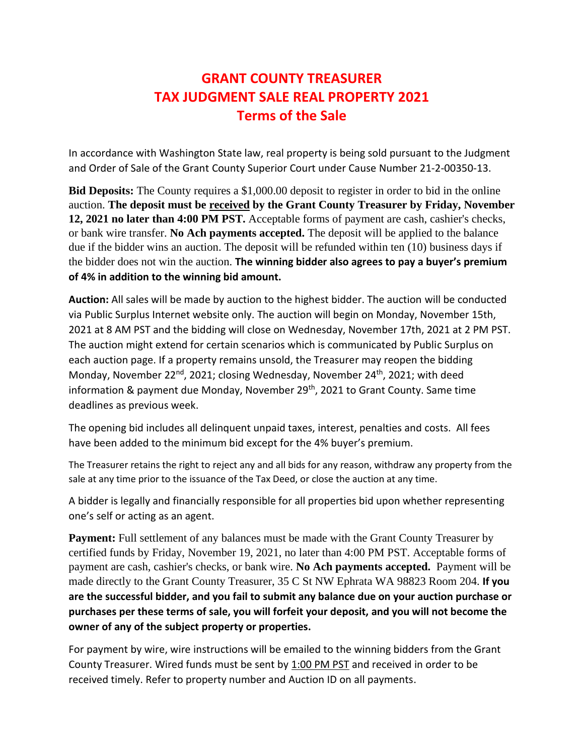# GRANT COUNTY TREASURER
# TAX JUDGMENT SALE REAL PROPERTY 2021
# Terms of the Sale

In accordance with Washington State law, real property is being sold pursuant to the Judgment and Order of Sale of the Grant County Superior Court under Cause Number 21-2-00350-13.

**Bid Deposits:** The County requires a $1,000.00 deposit to register in order to bid in the online auction. **The deposit must be <u>received</u> by the Grant County Treasurer by Friday, November 12, 2021 no later than 4:00 PM PST.** Acceptable forms of payment are cash, cashier's checks, or bank wire transfer. **No Ach payments accepted.** The deposit will be applied to the balance due if the bidder wins an auction. The deposit will be refunded within ten (10) business days if the bidder does not win the auction. **The winning bidder also agrees to pay a buyer's premium of 4% in addition to the winning bid amount.**

**Auction:** All sales will be made by auction to the highest bidder. The auction will be conducted via Public Surplus Internet website only. The auction will begin on Monday, November 15th, 2021 at 8 AM PST and the bidding will close on Wednesday, November 17th, 2021 at 2 PM PST. The auction might extend for certain scenarios which is communicated by Public Surplus on each auction page. If a property remains unsold, the Treasurer may reopen the bidding Monday, November 22nd, 2021; closing Wednesday, November 24th, 2021; with deed information & payment due Monday, November 29th, 2021 to Grant County. Same time deadlines as previous week.

The opening bid includes all delinquent unpaid taxes, interest, penalties and costs. All fees have been added to the minimum bid except for the 4% buyer's premium.

The Treasurer retains the right to reject any and all bids for any reason, withdraw any property from the sale at any time prior to the issuance of the Tax Deed, or close the auction at any time.

A bidder is legally and financially responsible for all properties bid upon whether representing one's self or acting as an agent.

**Payment:** Full settlement of any balances must be made with the Grant County Treasurer by certified funds by Friday, November 19, 2021, no later than 4:00 PM PST. Acceptable forms of payment are cash, cashier's checks, or bank wire. **No Ach payments accepted.** Payment will be made directly to the Grant County Treasurer, 35 C St NW Ephrata WA 98823 Room 204. **If you are the successful bidder, and you fail to submit any balance due on your auction purchase or purchases per these terms of sale, you will forfeit your deposit, and you will not become the owner of any of the subject property or properties.**

For payment by wire, wire instructions will be emailed to the winning bidders from the Grant County Treasurer. Wired funds must be sent by <u>1:00 PM PST</u> and received in order to be received timely. Refer to property number and Auction ID on all payments.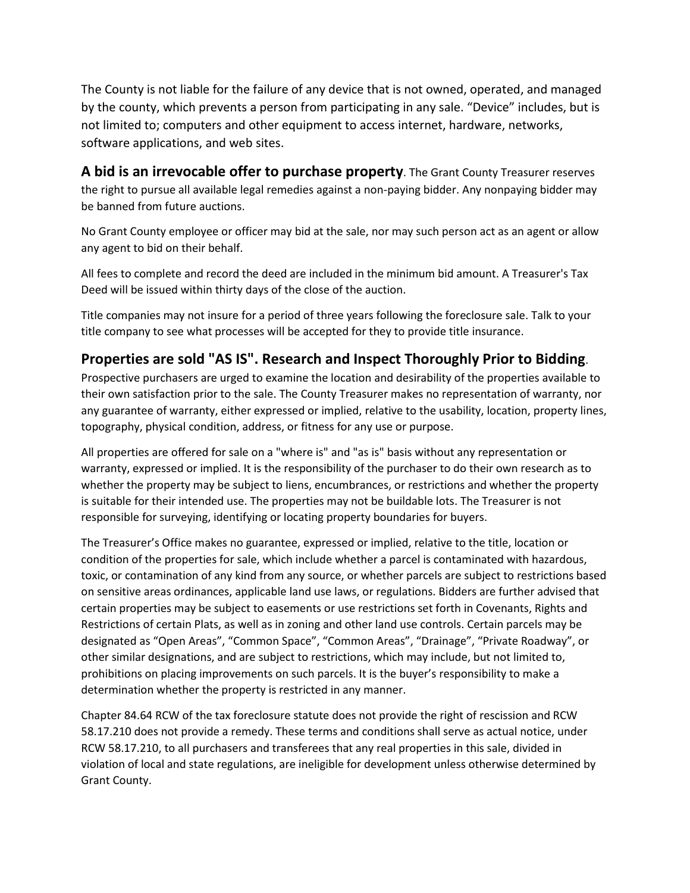The County is not liable for the failure of any device that is not owned, operated, and managed by the county, which prevents a person from participating in any sale. “Device” includes, but is not limited to; computers and other equipment to access internet, hardware, networks, software applications, and web sites.

**A bid is an irrevocable offer to purchase property**. The Grant County Treasurer reserves the right to pursue all available legal remedies against a non-paying bidder. Any nonpaying bidder may be banned from future auctions.

No Grant County employee or officer may bid at the sale, nor may such person act as an agent or allow any agent to bid on their behalf.

All fees to complete and record the deed are included in the minimum bid amount. A Treasurer's Tax Deed will be issued within thirty days of the close of the auction.

Title companies may not insure for a period of three years following the foreclosure sale. Talk to your title company to see what processes will be accepted for they to provide title insurance.

## Properties are sold "AS IS". Research and Inspect Thoroughly Prior to Bidding.

Prospective purchasers are urged to examine the location and desirability of the properties available to their own satisfaction prior to the sale. The County Treasurer makes no representation of warranty, nor any guarantee of warranty, either expressed or implied, relative to the usability, location, property lines, topography, physical condition, address, or fitness for any use or purpose.

All properties are offered for sale on a "where is" and "as is" basis without any representation or warranty, expressed or implied. It is the responsibility of the purchaser to do their own research as to whether the property may be subject to liens, encumbrances, or restrictions and whether the property is suitable for their intended use. The properties may not be buildable lots. The Treasurer is not responsible for surveying, identifying or locating property boundaries for buyers.

The Treasurer’s Office makes no guarantee, expressed or implied, relative to the title, location or condition of the properties for sale, which include whether a parcel is contaminated with hazardous, toxic, or contamination of any kind from any source, or whether parcels are subject to restrictions based on sensitive areas ordinances, applicable land use laws, or regulations. Bidders are further advised that certain properties may be subject to easements or use restrictions set forth in Covenants, Rights and Restrictions of certain Plats, as well as in zoning and other land use controls. Certain parcels may be designated as “Open Areas”, “Common Space”, “Common Areas”, “Drainage”, “Private Roadway”, or other similar designations, and are subject to restrictions, which may include, but not limited to, prohibitions on placing improvements on such parcels. It is the buyer’s responsibility to make a determination whether the property is restricted in any manner.

Chapter 84.64 RCW of the tax foreclosure statute does not provide the right of rescission and RCW 58.17.210 does not provide a remedy. These terms and conditions shall serve as actual notice, under RCW 58.17.210, to all purchasers and transferees that any real properties in this sale, divided in violation of local and state regulations, are ineligible for development unless otherwise determined by Grant County.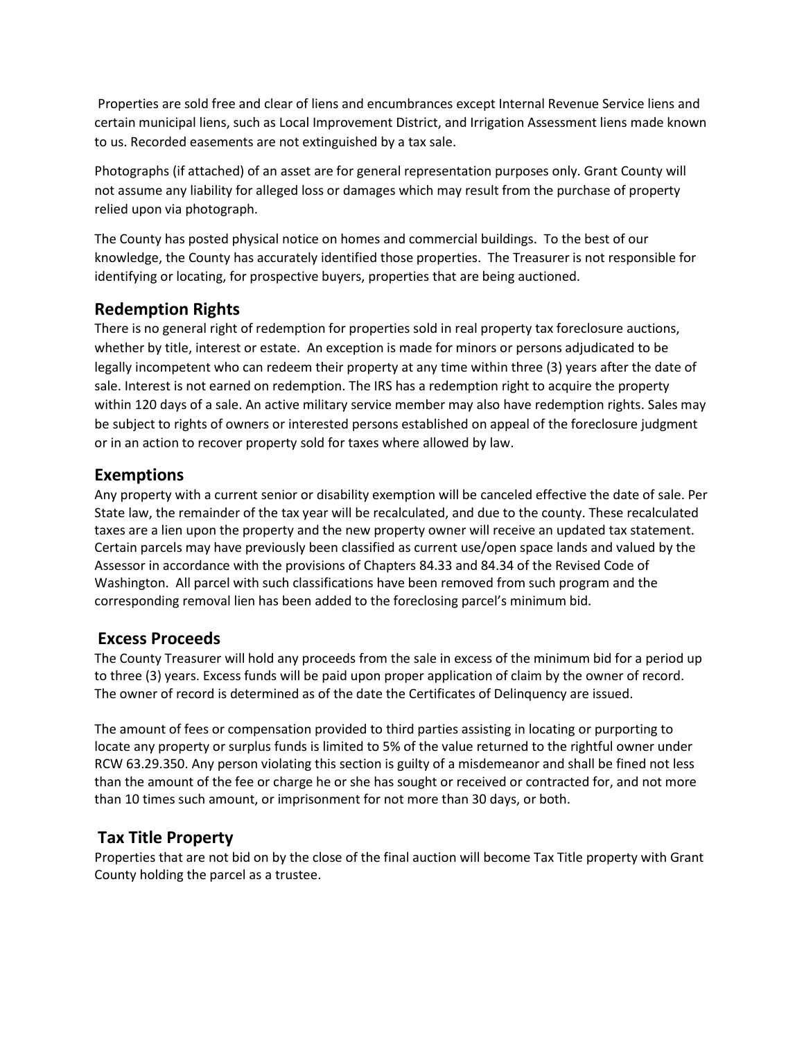Properties are sold free and clear of liens and encumbrances except Internal Revenue Service liens and certain municipal liens, such as Local Improvement District, and Irrigation Assessment liens made known to us. Recorded easements are not extinguished by a tax sale.

Photographs (if attached) of an asset are for general representation purposes only. Grant County will not assume any liability for alleged loss or damages which may result from the purchase of property relied upon via photograph.

The County has posted physical notice on homes and commercial buildings. To the best of our knowledge, the County has accurately identified those properties. The Treasurer is not responsible for identifying or locating, for prospective buyers, properties that are being auctioned.

## Redemption Rights

There is no general right of redemption for properties sold in real property tax foreclosure auctions, whether by title, interest or estate. An exception is made for minors or persons adjudicated to be legally incompetent who can redeem their property at any time within three (3) years after the date of sale. Interest is not earned on redemption. The IRS has a redemption right to acquire the property within 120 days of a sale. An active military service member may also have redemption rights. Sales may be subject to rights of owners or interested persons established on appeal of the foreclosure judgment or in an action to recover property sold for taxes where allowed by law.

## Exemptions

Any property with a current senior or disability exemption will be canceled effective the date of sale. Per State law, the remainder of the tax year will be recalculated, and due to the county. These recalculated taxes are a lien upon the property and the new property owner will receive an updated tax statement. Certain parcels may have previously been classified as current use/open space lands and valued by the Assessor in accordance with the provisions of Chapters 84.33 and 84.34 of the Revised Code of Washington. All parcel with such classifications have been removed from such program and the corresponding removal lien has been added to the foreclosing parcel's minimum bid.

## Excess Proceeds

The County Treasurer will hold any proceeds from the sale in excess of the minimum bid for a period up to three (3) years. Excess funds will be paid upon proper application of claim by the owner of record. The owner of record is determined as of the date the Certificates of Delinquency are issued.

The amount of fees or compensation provided to third parties assisting in locating or purporting to locate any property or surplus funds is limited to 5% of the value returned to the rightful owner under RCW 63.29.350. Any person violating this section is guilty of a misdemeanor and shall be fined not less than the amount of the fee or charge he or she has sought or received or contracted for, and not more than 10 times such amount, or imprisonment for not more than 30 days, or both.

## Tax Title Property

Properties that are not bid on by the close of the final auction will become Tax Title property with Grant County holding the parcel as a trustee.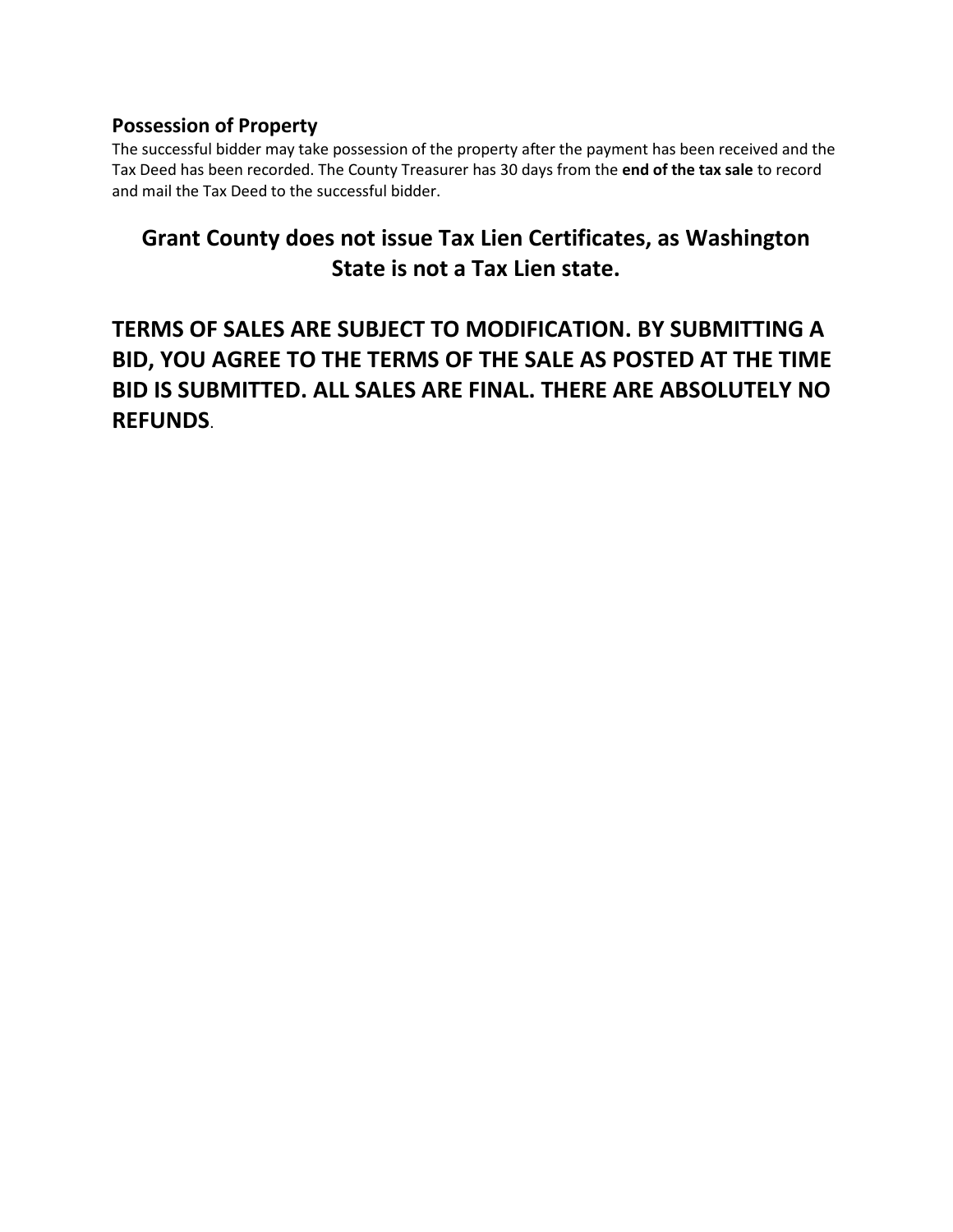### Possession of Property

The successful bidder may take possession of the property after the payment has been received and the Tax Deed has been recorded. The County Treasurer has 30 days from the **end of the tax sale** to record and mail the Tax Deed to the successful bidder.

## Grant County does not issue Tax Lien Certificates, as Washington State is not a Tax Lien state.

**TERMS OF SALES ARE SUBJECT TO MODIFICATION. BY SUBMITTING A BID, YOU AGREE TO THE TERMS OF THE SALE AS POSTED AT THE TIME BID IS SUBMITTED. ALL SALES ARE FINAL. THERE ARE ABSOLUTELY NO REFUNDS**.